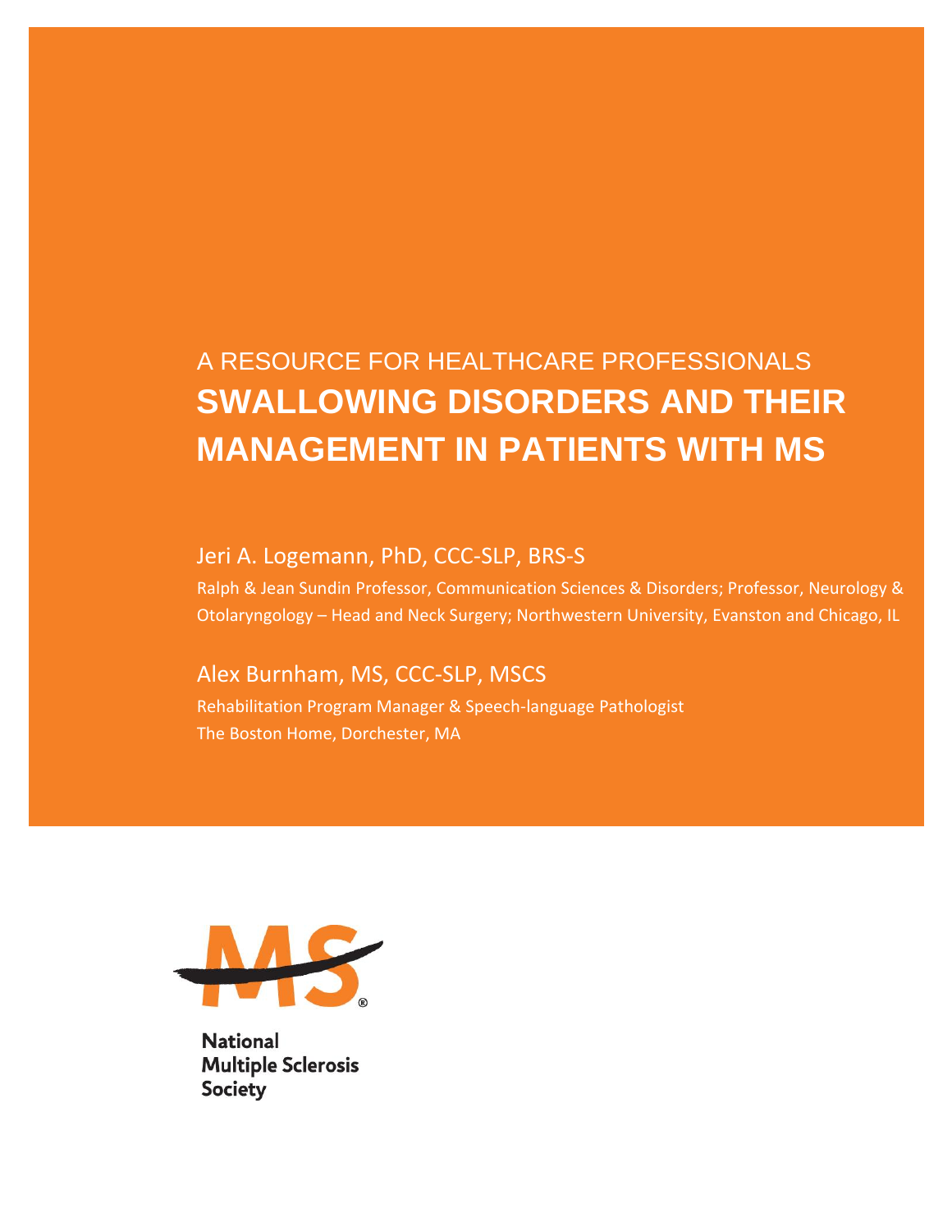A RESOURCE FOR HEALTHCARE PROFESSIONALS

# SWALLOWING DISORDERS AND THEIR MANAGEMENT IN PATIENTS WITH MS

Jeri A. Logemann, PhD, CCC-SLP, BRS-S

Ralph & Jean Sundin Professor, Communication Sciences & Disorders; Professor, Neurology & Otolaryngology – Head and Neck Surgery; Northwestern University, Evanston and Chicago, IL

Alex Burnham, MS, CCC-SLP, MSCS

Rehabilitation Program Manager & Speech-language Pathologist
The Boston Home, Dorchester, MA

National
Multiple Sclerosis
Society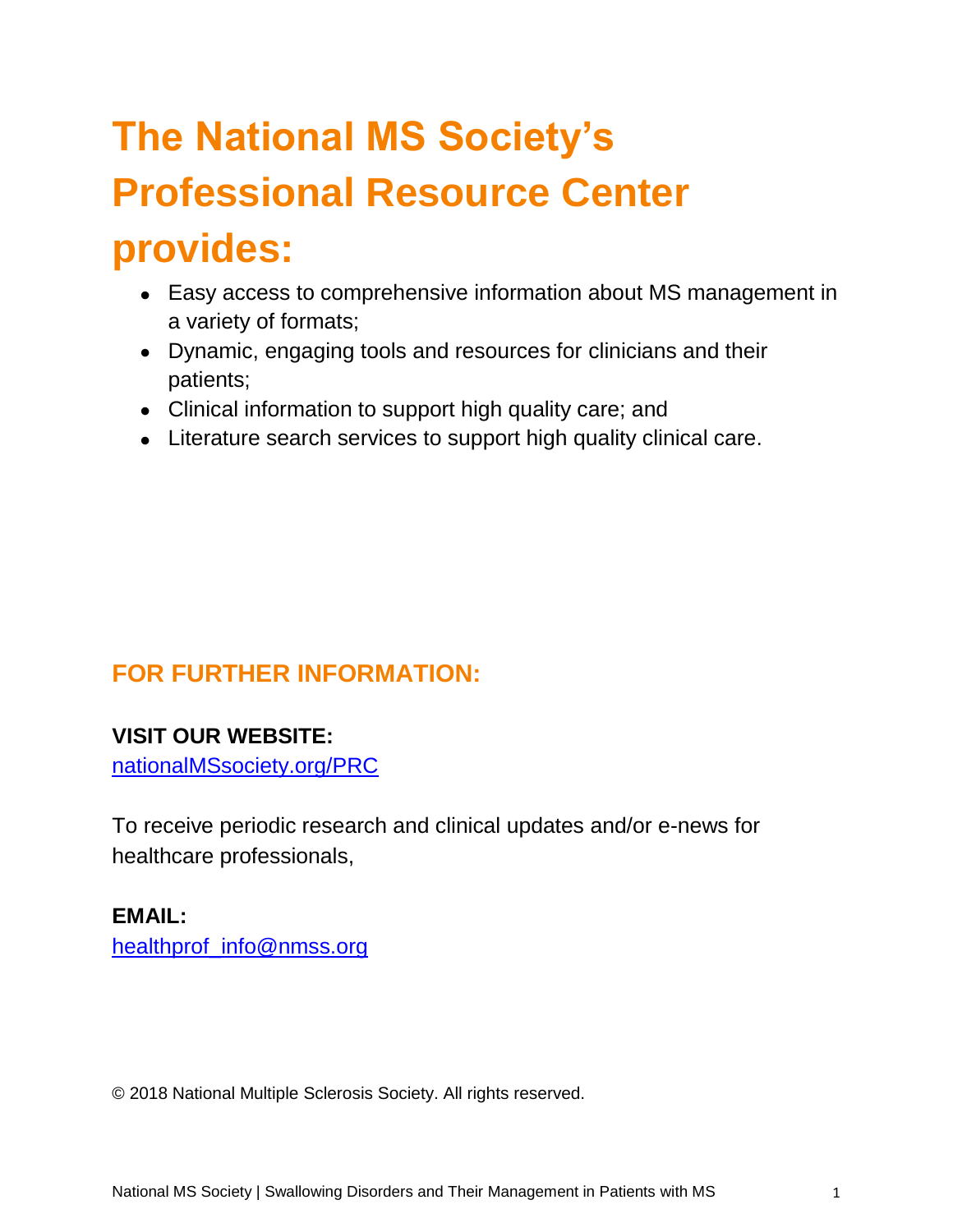# The National MS Society's Professional Resource Center provides:

- Easy access to comprehensive information about MS management in a variety of formats;
- Dynamic, engaging tools and resources for clinicians and their patients;
- Clinical information to support high quality care; and
- Literature search services to support high quality clinical care.

## FOR FURTHER INFORMATION:

**VISIT OUR WEBSITE:**
nationalMSsociety.org/PRC

To receive periodic research and clinical updates and/or e-news for healthcare professionals,

**EMAIL:**
healthprof_info@nmss.org

© 2018 National Multiple Sclerosis Society. All rights reserved.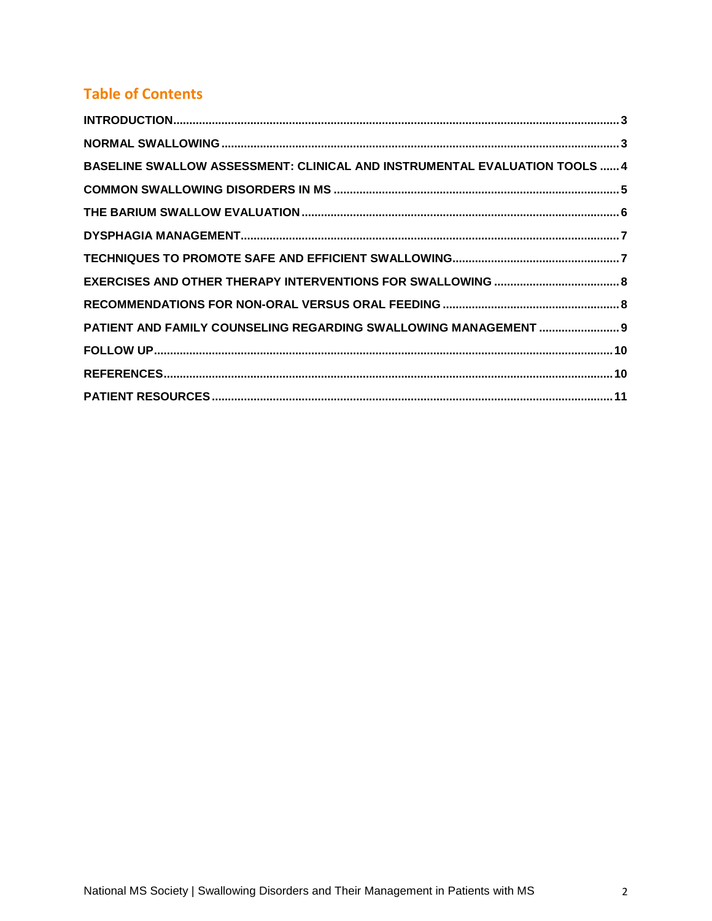## Table of Contents

| | |
|---|---|
| INTRODUCTION | 3 |
| NORMAL SWALLOWING | 3 |
| BASELINE SWALLOW ASSESSMENT: CLINICAL AND INSTRUMENTAL EVALUATION TOOLS | 4 |
| COMMON SWALLOWING DISORDERS IN MS | 5 |
| THE BARIUM SWALLOW EVALUATION | 6 |
| DYSPHAGIA MANAGEMENT | 7 |
| TECHNIQUES TO PROMOTE SAFE AND EFFICIENT SWALLOWING | 7 |
| EXERCISES AND OTHER THERAPY INTERVENTIONS FOR SWALLOWING | 8 |
| RECOMMENDATIONS FOR NON-ORAL VERSUS ORAL FEEDING | 8 |
| PATIENT AND FAMILY COUNSELING REGARDING SWALLOWING MANAGEMENT | 9 |
| FOLLOW UP | 10 |
| REFERENCES | 10 |
| PATIENT RESOURCES | 11 |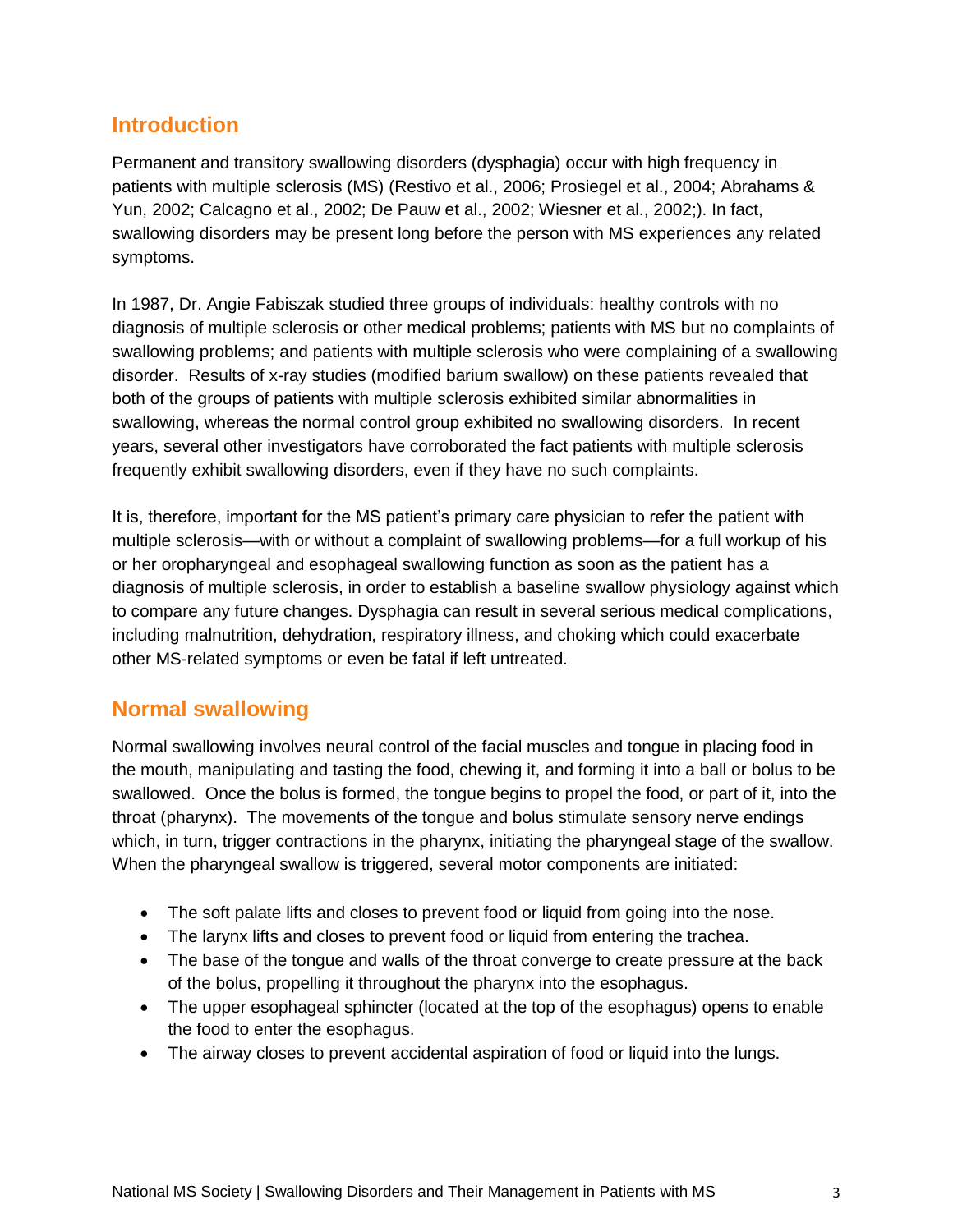## Introduction

Permanent and transitory swallowing disorders (dysphagia) occur with high frequency in patients with multiple sclerosis (MS) (Restivo et al., 2006; Prosiegel et al., 2004; Abrahams & Yun, 2002; Calcagno et al., 2002; De Pauw et al., 2002; Wiesner et al., 2002;). In fact, swallowing disorders may be present long before the person with MS experiences any related symptoms.

In 1987, Dr. Angie Fabiszak studied three groups of individuals: healthy controls with no diagnosis of multiple sclerosis or other medical problems; patients with MS but no complaints of swallowing problems; and patients with multiple sclerosis who were complaining of a swallowing disorder. Results of x-ray studies (modified barium swallow) on these patients revealed that both of the groups of patients with multiple sclerosis exhibited similar abnormalities in swallowing, whereas the normal control group exhibited no swallowing disorders. In recent years, several other investigators have corroborated the fact patients with multiple sclerosis frequently exhibit swallowing disorders, even if they have no such complaints.

It is, therefore, important for the MS patient's primary care physician to refer the patient with multiple sclerosis—with or without a complaint of swallowing problems—for a full workup of his or her oropharyngeal and esophageal swallowing function as soon as the patient has a diagnosis of multiple sclerosis, in order to establish a baseline swallow physiology against which to compare any future changes. Dysphagia can result in several serious medical complications, including malnutrition, dehydration, respiratory illness, and choking which could exacerbate other MS-related symptoms or even be fatal if left untreated.

## Normal swallowing

Normal swallowing involves neural control of the facial muscles and tongue in placing food in the mouth, manipulating and tasting the food, chewing it, and forming it into a ball or bolus to be swallowed. Once the bolus is formed, the tongue begins to propel the food, or part of it, into the throat (pharynx). The movements of the tongue and bolus stimulate sensory nerve endings which, in turn, trigger contractions in the pharynx, initiating the pharyngeal stage of the swallow. When the pharyngeal swallow is triggered, several motor components are initiated:

- The soft palate lifts and closes to prevent food or liquid from going into the nose.
- The larynx lifts and closes to prevent food or liquid from entering the trachea.
- The base of the tongue and walls of the throat converge to create pressure at the back of the bolus, propelling it throughout the pharynx into the esophagus.
- The upper esophageal sphincter (located at the top of the esophagus) opens to enable the food to enter the esophagus.
- The airway closes to prevent accidental aspiration of food or liquid into the lungs.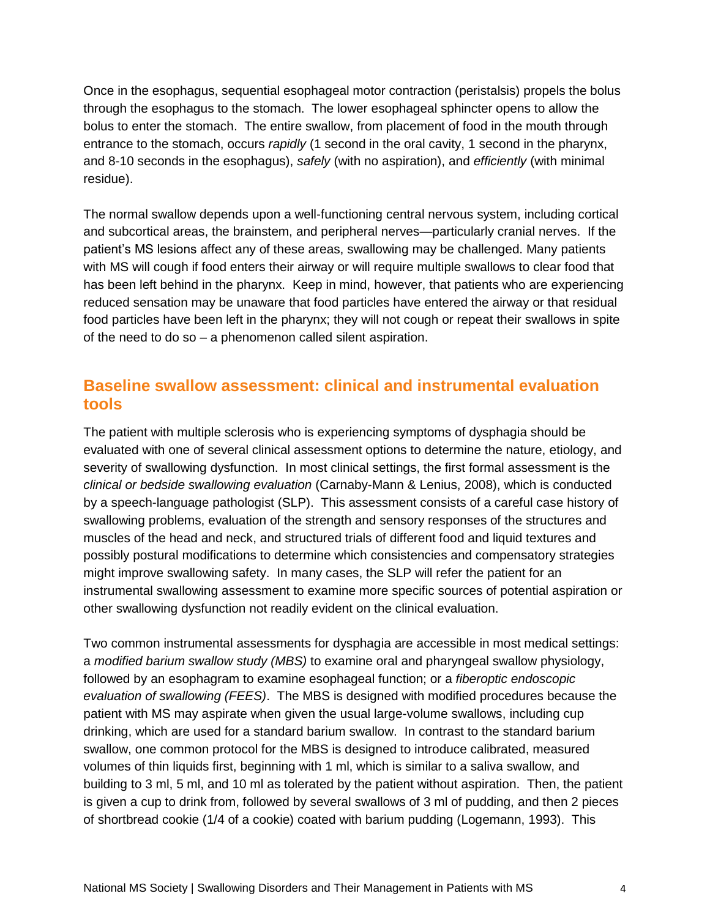Once in the esophagus, sequential esophageal motor contraction (peristalsis) propels the bolus through the esophagus to the stomach. The lower esophageal sphincter opens to allow the bolus to enter the stomach. The entire swallow, from placement of food in the mouth through entrance to the stomach, occurs *rapidly* (1 second in the oral cavity, 1 second in the pharynx, and 8-10 seconds in the esophagus), *safely* (with no aspiration), and *efficiently* (with minimal residue).

The normal swallow depends upon a well-functioning central nervous system, including cortical and subcortical areas, the brainstem, and peripheral nerves—particularly cranial nerves. If the patient's MS lesions affect any of these areas, swallowing may be challenged. Many patients with MS will cough if food enters their airway or will require multiple swallows to clear food that has been left behind in the pharynx. Keep in mind, however, that patients who are experiencing reduced sensation may be unaware that food particles have entered the airway or that residual food particles have been left in the pharynx; they will not cough or repeat their swallows in spite of the need to do so – a phenomenon called silent aspiration.

## Baseline swallow assessment: clinical and instrumental evaluation tools

The patient with multiple sclerosis who is experiencing symptoms of dysphagia should be evaluated with one of several clinical assessment options to determine the nature, etiology, and severity of swallowing dysfunction. In most clinical settings, the first formal assessment is the *clinical or bedside swallowing evaluation* (Carnaby-Mann & Lenius, 2008), which is conducted by a speech-language pathologist (SLP). This assessment consists of a careful case history of swallowing problems, evaluation of the strength and sensory responses of the structures and muscles of the head and neck, and structured trials of different food and liquid textures and possibly postural modifications to determine which consistencies and compensatory strategies might improve swallowing safety. In many cases, the SLP will refer the patient for an instrumental swallowing assessment to examine more specific sources of potential aspiration or other swallowing dysfunction not readily evident on the clinical evaluation.

Two common instrumental assessments for dysphagia are accessible in most medical settings: a *modified barium swallow study (MBS)* to examine oral and pharyngeal swallow physiology, followed by an esophagram to examine esophageal function; or a *fiberoptic endoscopic evaluation of swallowing (FEES)*. The MBS is designed with modified procedures because the patient with MS may aspirate when given the usual large-volume swallows, including cup drinking, which are used for a standard barium swallow. In contrast to the standard barium swallow, one common protocol for the MBS is designed to introduce calibrated, measured volumes of thin liquids first, beginning with 1 ml, which is similar to a saliva swallow, and building to 3 ml, 5 ml, and 10 ml as tolerated by the patient without aspiration. Then, the patient is given a cup to drink from, followed by several swallows of 3 ml of pudding, and then 2 pieces of shortbread cookie (1/4 of a cookie) coated with barium pudding (Logemann, 1993). This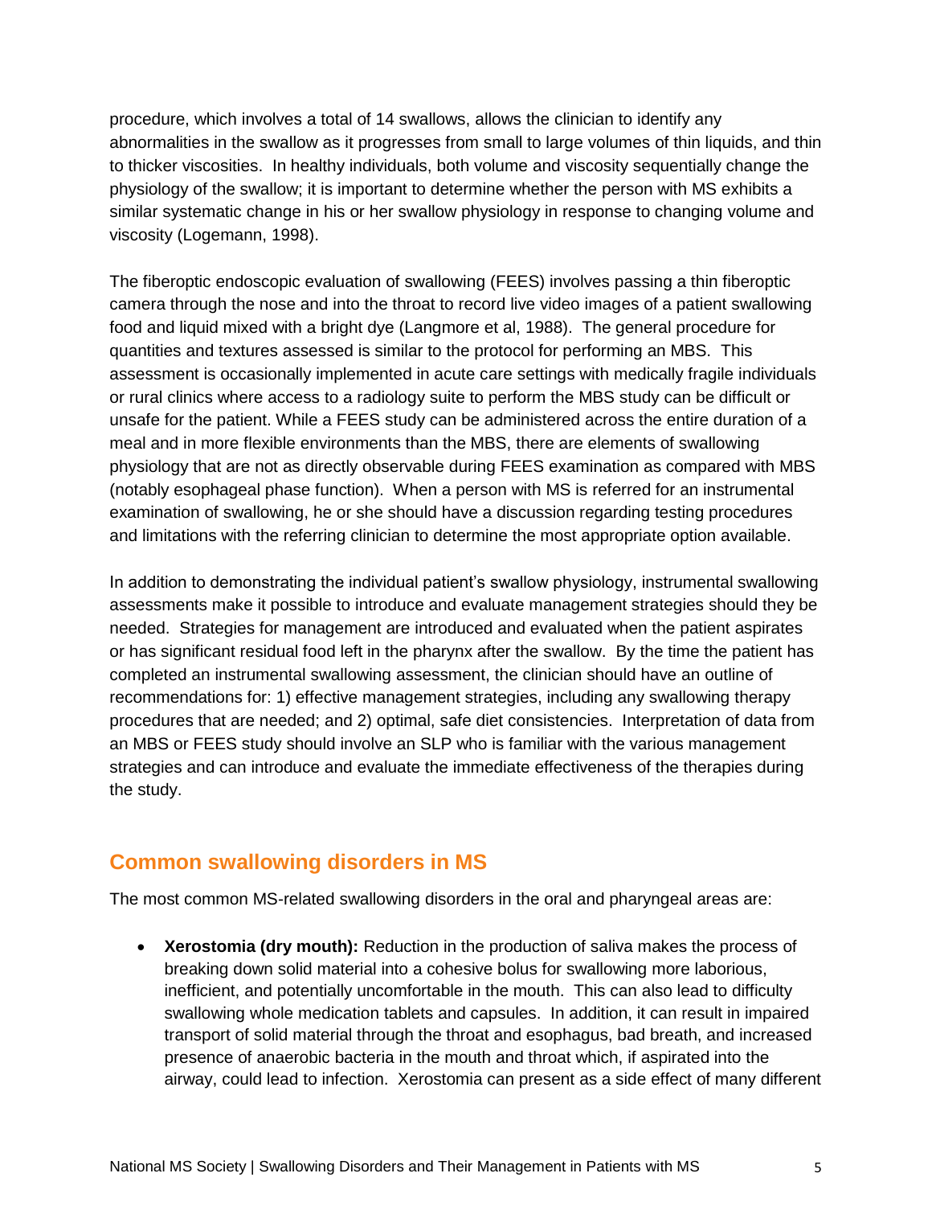procedure, which involves a total of 14 swallows, allows the clinician to identify any abnormalities in the swallow as it progresses from small to large volumes of thin liquids, and thin to thicker viscosities. In healthy individuals, both volume and viscosity sequentially change the physiology of the swallow; it is important to determine whether the person with MS exhibits a similar systematic change in his or her swallow physiology in response to changing volume and viscosity (Logemann, 1998).

The fiberoptic endoscopic evaluation of swallowing (FEES) involves passing a thin fiberoptic camera through the nose and into the throat to record live video images of a patient swallowing food and liquid mixed with a bright dye (Langmore et al, 1988). The general procedure for quantities and textures assessed is similar to the protocol for performing an MBS. This assessment is occasionally implemented in acute care settings with medically fragile individuals or rural clinics where access to a radiology suite to perform the MBS study can be difficult or unsafe for the patient. While a FEES study can be administered across the entire duration of a meal and in more flexible environments than the MBS, there are elements of swallowing physiology that are not as directly observable during FEES examination as compared with MBS (notably esophageal phase function). When a person with MS is referred for an instrumental examination of swallowing, he or she should have a discussion regarding testing procedures and limitations with the referring clinician to determine the most appropriate option available.

In addition to demonstrating the individual patient's swallow physiology, instrumental swallowing assessments make it possible to introduce and evaluate management strategies should they be needed. Strategies for management are introduced and evaluated when the patient aspirates or has significant residual food left in the pharynx after the swallow. By the time the patient has completed an instrumental swallowing assessment, the clinician should have an outline of recommendations for: 1) effective management strategies, including any swallowing therapy procedures that are needed; and 2) optimal, safe diet consistencies. Interpretation of data from an MBS or FEES study should involve an SLP who is familiar with the various management strategies and can introduce and evaluate the immediate effectiveness of the therapies during the study.

## Common swallowing disorders in MS

The most common MS-related swallowing disorders in the oral and pharyngeal areas are:

- **Xerostomia (dry mouth):** Reduction in the production of saliva makes the process of breaking down solid material into a cohesive bolus for swallowing more laborious, inefficient, and potentially uncomfortable in the mouth. This can also lead to difficulty swallowing whole medication tablets and capsules. In addition, it can result in impaired transport of solid material through the throat and esophagus, bad breath, and increased presence of anaerobic bacteria in the mouth and throat which, if aspirated into the airway, could lead to infection. Xerostomia can present as a side effect of many different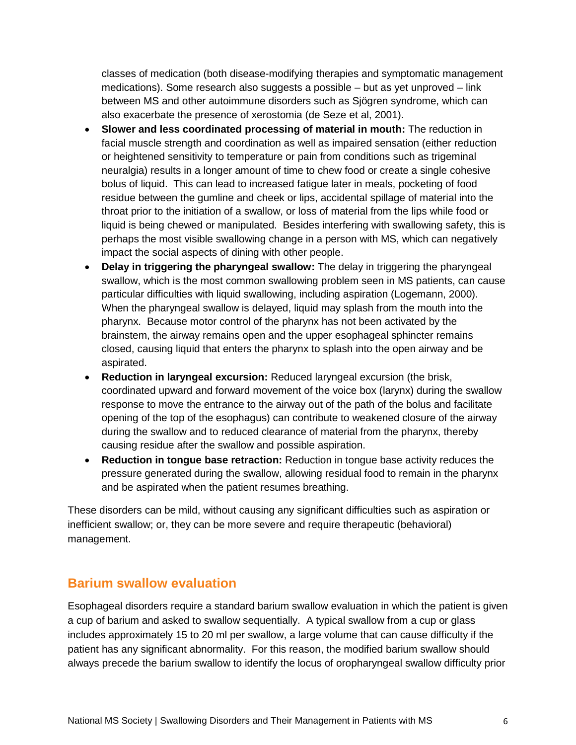classes of medication (both disease-modifying therapies and symptomatic management medications). Some research also suggests a possible – but as yet unproved – link between MS and other autoimmune disorders such as Sjögren syndrome, which can also exacerbate the presence of xerostomia (de Seze et al, 2001).

- **Slower and less coordinated processing of material in mouth:** The reduction in facial muscle strength and coordination as well as impaired sensation (either reduction or heightened sensitivity to temperature or pain from conditions such as trigeminal neuralgia) results in a longer amount of time to chew food or create a single cohesive bolus of liquid. This can lead to increased fatigue later in meals, pocketing of food residue between the gumline and cheek or lips, accidental spillage of material into the throat prior to the initiation of a swallow, or loss of material from the lips while food or liquid is being chewed or manipulated. Besides interfering with swallowing safety, this is perhaps the most visible swallowing change in a person with MS, which can negatively impact the social aspects of dining with other people.
- **Delay in triggering the pharyngeal swallow:** The delay in triggering the pharyngeal swallow, which is the most common swallowing problem seen in MS patients, can cause particular difficulties with liquid swallowing, including aspiration (Logemann, 2000). When the pharyngeal swallow is delayed, liquid may splash from the mouth into the pharynx. Because motor control of the pharynx has not been activated by the brainstem, the airway remains open and the upper esophageal sphincter remains closed, causing liquid that enters the pharynx to splash into the open airway and be aspirated.
- **Reduction in laryngeal excursion:** Reduced laryngeal excursion (the brisk, coordinated upward and forward movement of the voice box (larynx) during the swallow response to move the entrance to the airway out of the path of the bolus and facilitate opening of the top of the esophagus) can contribute to weakened closure of the airway during the swallow and to reduced clearance of material from the pharynx, thereby causing residue after the swallow and possible aspiration.
- **Reduction in tongue base retraction:** Reduction in tongue base activity reduces the pressure generated during the swallow, allowing residual food to remain in the pharynx and be aspirated when the patient resumes breathing.

These disorders can be mild, without causing any significant difficulties such as aspiration or inefficient swallow; or, they can be more severe and require therapeutic (behavioral) management.

## Barium swallow evaluation

Esophageal disorders require a standard barium swallow evaluation in which the patient is given a cup of barium and asked to swallow sequentially. A typical swallow from a cup or glass includes approximately 15 to 20 ml per swallow, a large volume that can cause difficulty if the patient has any significant abnormality. For this reason, the modified barium swallow should always precede the barium swallow to identify the locus of oropharyngeal swallow difficulty prior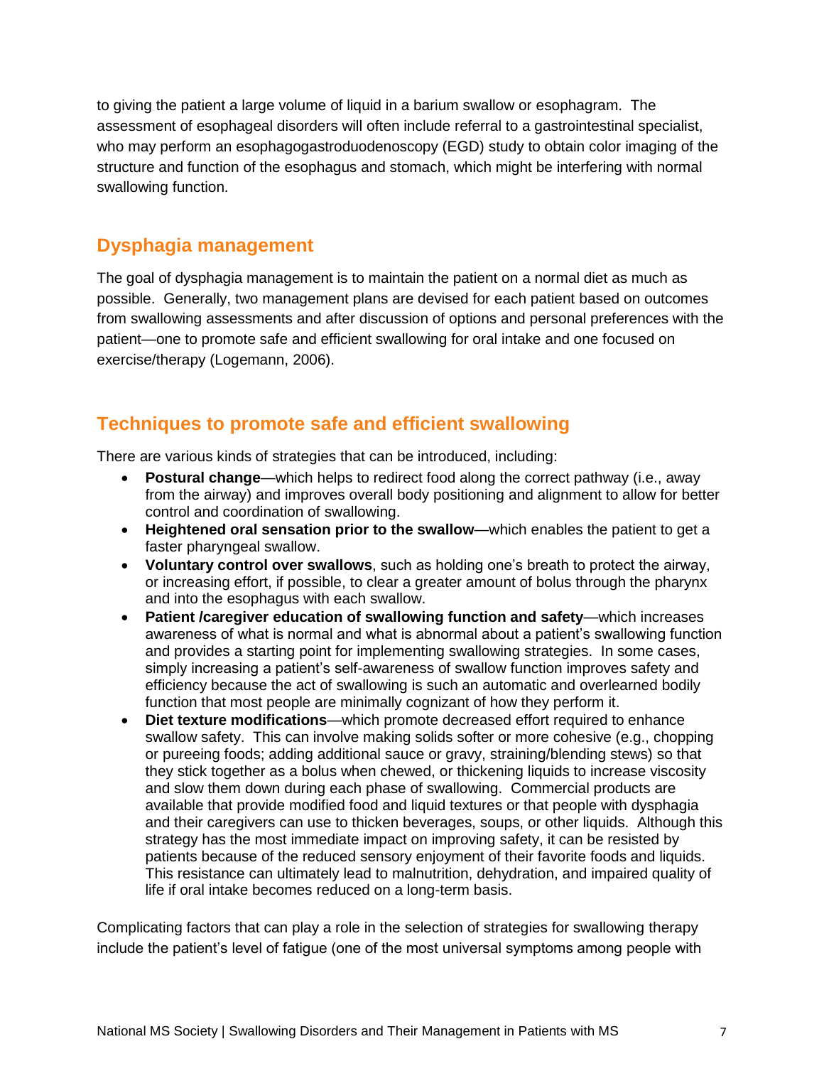to giving the patient a large volume of liquid in a barium swallow or esophagram. The assessment of esophageal disorders will often include referral to a gastrointestinal specialist, who may perform an esophagogastroduodenoscopy (EGD) study to obtain color imaging of the structure and function of the esophagus and stomach, which might be interfering with normal swallowing function.

## Dysphagia management

The goal of dysphagia management is to maintain the patient on a normal diet as much as possible. Generally, two management plans are devised for each patient based on outcomes from swallowing assessments and after discussion of options and personal preferences with the patient—one to promote safe and efficient swallowing for oral intake and one focused on exercise/therapy (Logemann, 2006).

## Techniques to promote safe and efficient swallowing

There are various kinds of strategies that can be introduced, including:

- **Postural change**—which helps to redirect food along the correct pathway (i.e., away from the airway) and improves overall body positioning and alignment to allow for better control and coordination of swallowing.
- **Heightened oral sensation prior to the swallow**—which enables the patient to get a faster pharyngeal swallow.
- **Voluntary control over swallows**, such as holding one's breath to protect the airway, or increasing effort, if possible, to clear a greater amount of bolus through the pharynx and into the esophagus with each swallow.
- **Patient /caregiver education of swallowing function and safety**—which increases awareness of what is normal and what is abnormal about a patient's swallowing function and provides a starting point for implementing swallowing strategies. In some cases, simply increasing a patient's self-awareness of swallow function improves safety and efficiency because the act of swallowing is such an automatic and overlearned bodily function that most people are minimally cognizant of how they perform it.
- **Diet texture modifications**—which promote decreased effort required to enhance swallow safety. This can involve making solids softer or more cohesive (e.g., chopping or pureeing foods; adding additional sauce or gravy, straining/blending stews) so that they stick together as a bolus when chewed, or thickening liquids to increase viscosity and slow them down during each phase of swallowing. Commercial products are available that provide modified food and liquid textures or that people with dysphagia and their caregivers can use to thicken beverages, soups, or other liquids. Although this strategy has the most immediate impact on improving safety, it can be resisted by patients because of the reduced sensory enjoyment of their favorite foods and liquids. This resistance can ultimately lead to malnutrition, dehydration, and impaired quality of life if oral intake becomes reduced on a long-term basis.

Complicating factors that can play a role in the selection of strategies for swallowing therapy include the patient's level of fatigue (one of the most universal symptoms among people with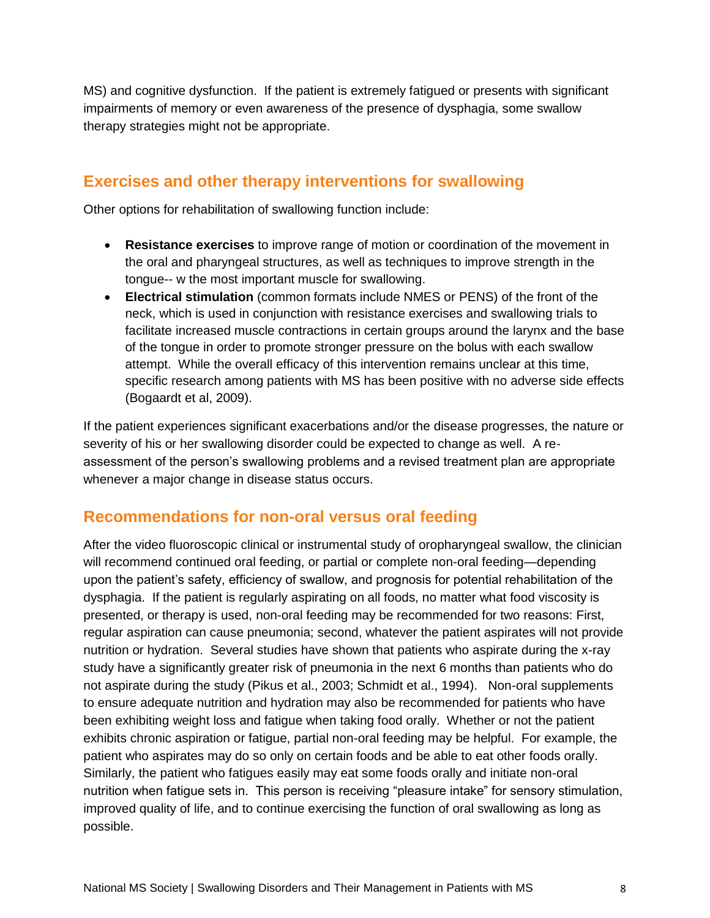MS) and cognitive dysfunction. If the patient is extremely fatigued or presents with significant impairments of memory or even awareness of the presence of dysphagia, some swallow therapy strategies might not be appropriate.

## Exercises and other therapy interventions for swallowing

Other options for rehabilitation of swallowing function include:

- **Resistance exercises** to improve range of motion or coordination of the movement in the oral and pharyngeal structures, as well as techniques to improve strength in the tongue-- w the most important muscle for swallowing.
- **Electrical stimulation** (common formats include NMES or PENS) of the front of the neck, which is used in conjunction with resistance exercises and swallowing trials to facilitate increased muscle contractions in certain groups around the larynx and the base of the tongue in order to promote stronger pressure on the bolus with each swallow attempt. While the overall efficacy of this intervention remains unclear at this time, specific research among patients with MS has been positive with no adverse side effects (Bogaardt et al, 2009).

If the patient experiences significant exacerbations and/or the disease progresses, the nature or severity of his or her swallowing disorder could be expected to change as well. A re-assessment of the person's swallowing problems and a revised treatment plan are appropriate whenever a major change in disease status occurs.

## Recommendations for non-oral versus oral feeding

After the video fluoroscopic clinical or instrumental study of oropharyngeal swallow, the clinician will recommend continued oral feeding, or partial or complete non-oral feeding—depending upon the patient's safety, efficiency of swallow, and prognosis for potential rehabilitation of the dysphagia. If the patient is regularly aspirating on all foods, no matter what food viscosity is presented, or therapy is used, non-oral feeding may be recommended for two reasons: First, regular aspiration can cause pneumonia; second, whatever the patient aspirates will not provide nutrition or hydration. Several studies have shown that patients who aspirate during the x-ray study have a significantly greater risk of pneumonia in the next 6 months than patients who do not aspirate during the study (Pikus et al., 2003; Schmidt et al., 1994). Non-oral supplements to ensure adequate nutrition and hydration may also be recommended for patients who have been exhibiting weight loss and fatigue when taking food orally. Whether or not the patient exhibits chronic aspiration or fatigue, partial non-oral feeding may be helpful. For example, the patient who aspirates may do so only on certain foods and be able to eat other foods orally. Similarly, the patient who fatigues easily may eat some foods orally and initiate non-oral nutrition when fatigue sets in. This person is receiving "pleasure intake" for sensory stimulation, improved quality of life, and to continue exercising the function of oral swallowing as long as possible.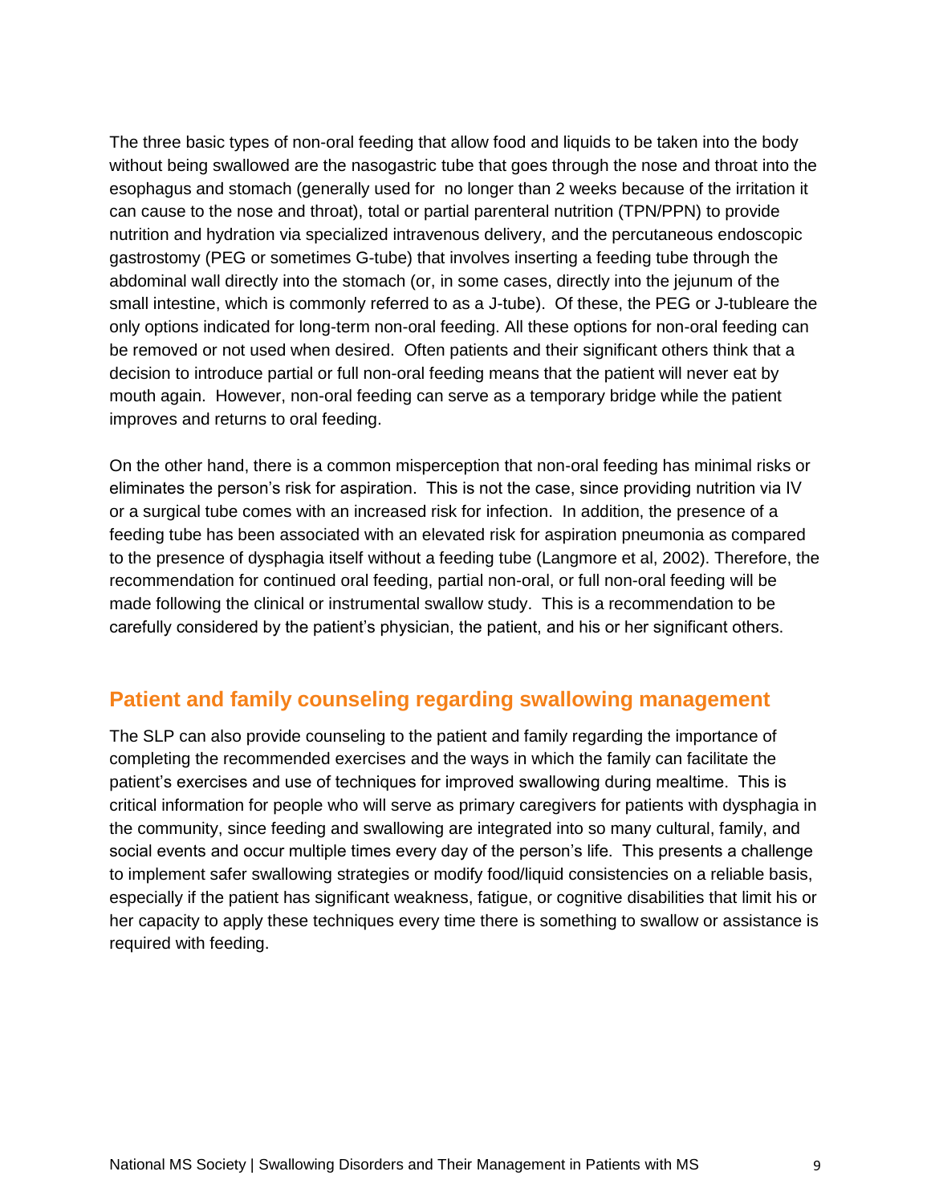The three basic types of non-oral feeding that allow food and liquids to be taken into the body without being swallowed are the nasogastric tube that goes through the nose and throat into the esophagus and stomach (generally used for no longer than 2 weeks because of the irritation it can cause to the nose and throat), total or partial parenteral nutrition (TPN/PPN) to provide nutrition and hydration via specialized intravenous delivery, and the percutaneous endoscopic gastrostomy (PEG or sometimes G-tube) that involves inserting a feeding tube through the abdominal wall directly into the stomach (or, in some cases, directly into the jejunum of the small intestine, which is commonly referred to as a J-tube). Of these, the PEG or J-tubleare the only options indicated for long-term non-oral feeding. All these options for non-oral feeding can be removed or not used when desired. Often patients and their significant others think that a decision to introduce partial or full non-oral feeding means that the patient will never eat by mouth again. However, non-oral feeding can serve as a temporary bridge while the patient improves and returns to oral feeding.

On the other hand, there is a common misperception that non-oral feeding has minimal risks or eliminates the person's risk for aspiration. This is not the case, since providing nutrition via IV or a surgical tube comes with an increased risk for infection. In addition, the presence of a feeding tube has been associated with an elevated risk for aspiration pneumonia as compared to the presence of dysphagia itself without a feeding tube (Langmore et al, 2002). Therefore, the recommendation for continued oral feeding, partial non-oral, or full non-oral feeding will be made following the clinical or instrumental swallow study. This is a recommendation to be carefully considered by the patient's physician, the patient, and his or her significant others.

## Patient and family counseling regarding swallowing management

The SLP can also provide counseling to the patient and family regarding the importance of completing the recommended exercises and the ways in which the family can facilitate the patient's exercises and use of techniques for improved swallowing during mealtime. This is critical information for people who will serve as primary caregivers for patients with dysphagia in the community, since feeding and swallowing are integrated into so many cultural, family, and social events and occur multiple times every day of the person's life. This presents a challenge to implement safer swallowing strategies or modify food/liquid consistencies on a reliable basis, especially if the patient has significant weakness, fatigue, or cognitive disabilities that limit his or her capacity to apply these techniques every time there is something to swallow or assistance is required with feeding.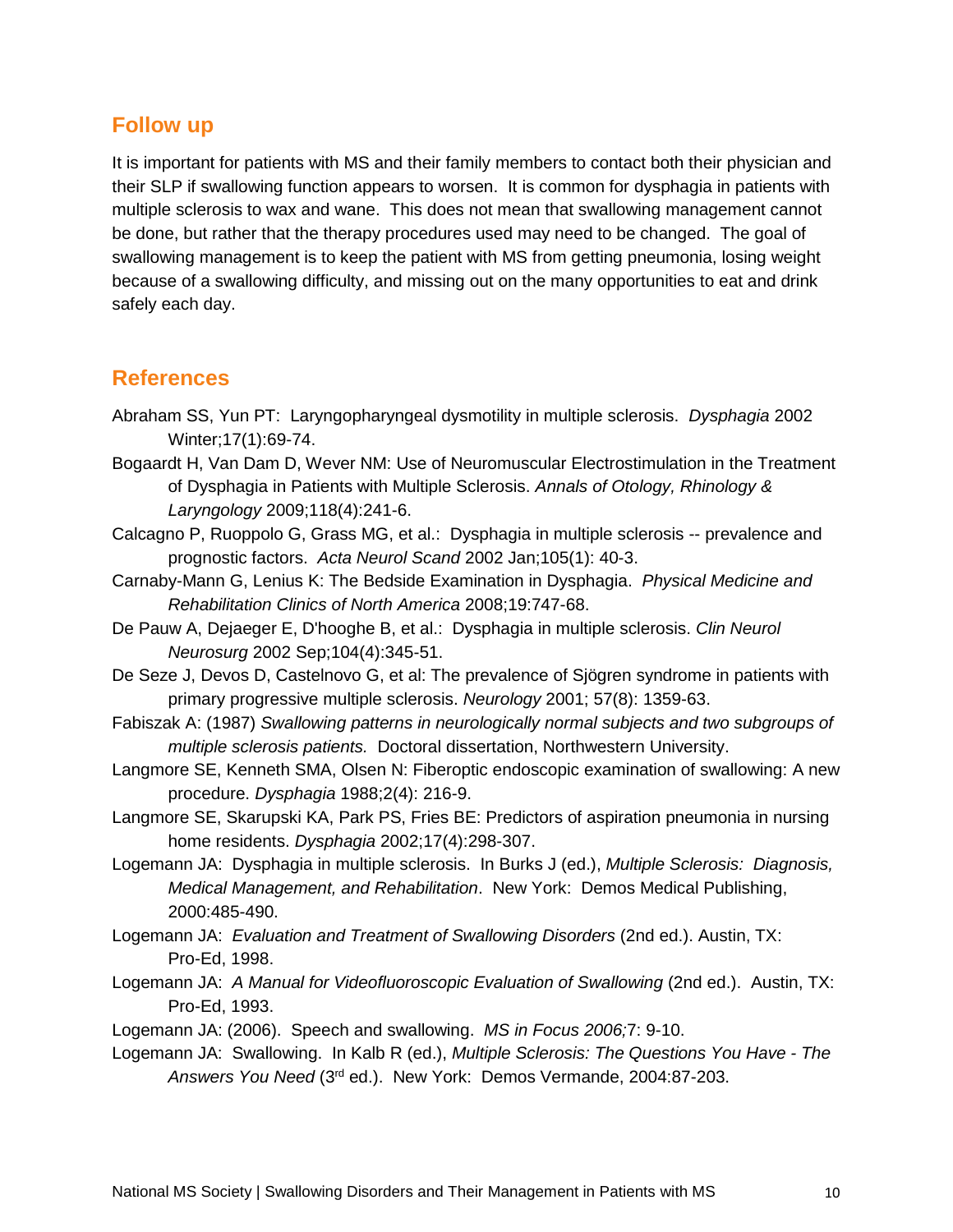## Follow up

It is important for patients with MS and their family members to contact both their physician and their SLP if swallowing function appears to worsen. It is common for dysphagia in patients with multiple sclerosis to wax and wane. This does not mean that swallowing management cannot be done, but rather that the therapy procedures used may need to be changed. The goal of swallowing management is to keep the patient with MS from getting pneumonia, losing weight because of a swallowing difficulty, and missing out on the many opportunities to eat and drink safely each day.

## References

Abraham SS, Yun PT: Laryngopharyngeal dysmotility in multiple sclerosis. *Dysphagia* 2002 Winter;17(1):69-74.

Bogaardt H, Van Dam D, Wever NM: Use of Neuromuscular Electrostimulation in the Treatment of Dysphagia in Patients with Multiple Sclerosis. *Annals of Otology, Rhinology & Laryngology* 2009;118(4):241-6.

Calcagno P, Ruoppolo G, Grass MG, et al.: Dysphagia in multiple sclerosis -- prevalence and prognostic factors. *Acta Neurol Scand* 2002 Jan;105(1): 40-3.

Carnaby-Mann G, Lenius K: The Bedside Examination in Dysphagia. *Physical Medicine and Rehabilitation Clinics of North America* 2008;19:747-68.

De Pauw A, Dejaeger E, D'hooghe B, et al.: Dysphagia in multiple sclerosis. *Clin Neurol Neurosurg* 2002 Sep;104(4):345-51.

De Seze J, Devos D, Castelnovo G, et al: The prevalence of Sjögren syndrome in patients with primary progressive multiple sclerosis. *Neurology* 2001; 57(8): 1359-63.

Fabiszak A: (1987) *Swallowing patterns in neurologically normal subjects and two subgroups of multiple sclerosis patients.* Doctoral dissertation, Northwestern University.

Langmore SE, Kenneth SMA, Olsen N: Fiberoptic endoscopic examination of swallowing: A new procedure. *Dysphagia* 1988;2(4): 216-9.

Langmore SE, Skarupski KA, Park PS, Fries BE: Predictors of aspiration pneumonia in nursing home residents. *Dysphagia* 2002;17(4):298-307.

Logemann JA: Dysphagia in multiple sclerosis. In Burks J (ed.), *Multiple Sclerosis: Diagnosis, Medical Management, and Rehabilitation*. New York: Demos Medical Publishing, 2000:485-490.

Logemann JA: *Evaluation and Treatment of Swallowing Disorders* (2nd ed.). Austin, TX: Pro-Ed, 1998.

Logemann JA: *A Manual for Videofluoroscopic Evaluation of Swallowing* (2nd ed.). Austin, TX: Pro-Ed, 1993.

Logemann JA: (2006). Speech and swallowing. *MS in Focus 2006;*7: 9-10.

Logemann JA: Swallowing. In Kalb R (ed.), *Multiple Sclerosis: The Questions You Have - The Answers You Need* (3rd ed.). New York: Demos Vermande, 2004:87-203.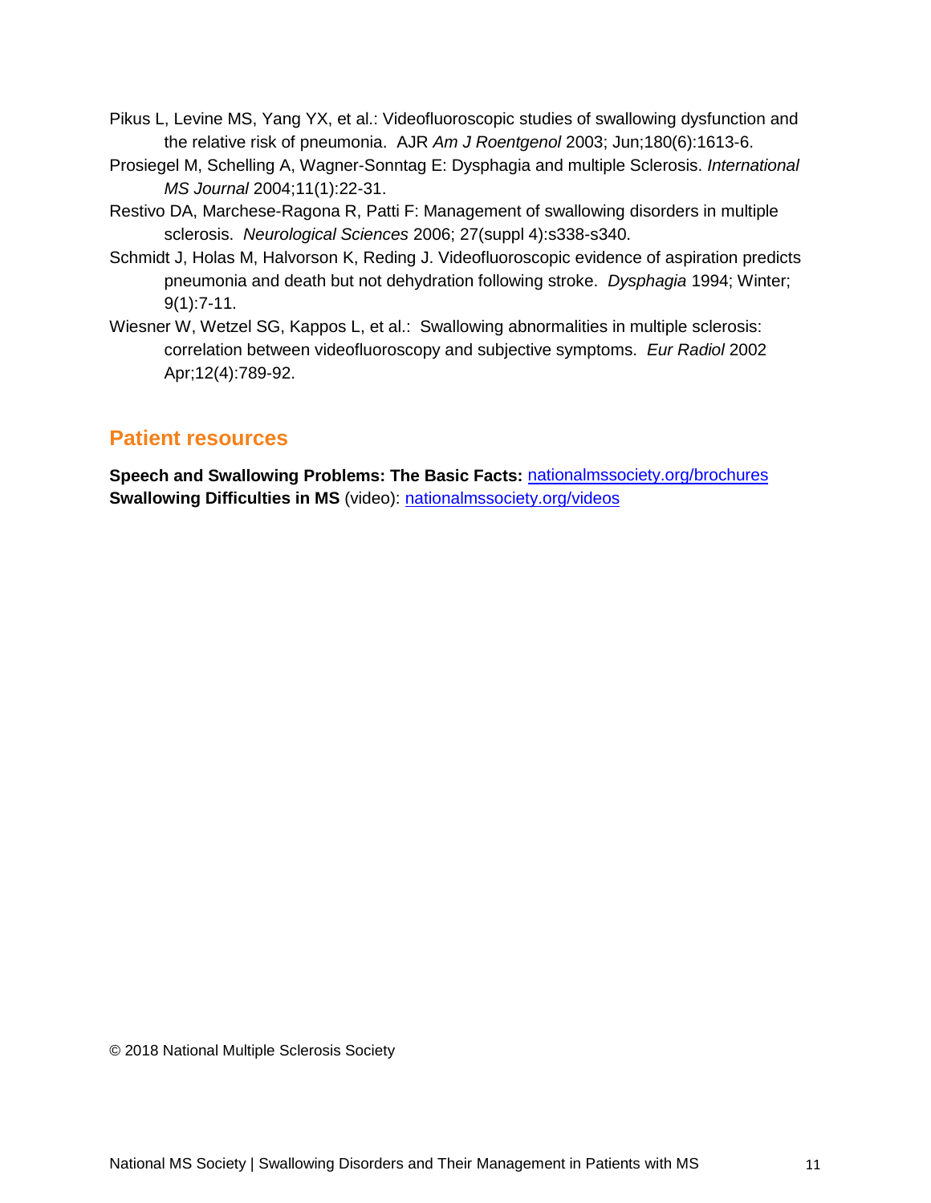Pikus L, Levine MS, Yang YX, et al.: Videofluoroscopic studies of swallowing dysfunction and the relative risk of pneumonia. AJR *Am J Roentgenol* 2003; Jun;180(6):1613-6.

Prosiegel M, Schelling A, Wagner-Sonntag E: Dysphagia and multiple Sclerosis. *International MS Journal* 2004;11(1):22-31.

Restivo DA, Marchese-Ragona R, Patti F: Management of swallowing disorders in multiple sclerosis. *Neurological Sciences* 2006; 27(suppl 4):s338-s340.

Schmidt J, Holas M, Halvorson K, Reding J. Videofluoroscopic evidence of aspiration predicts pneumonia and death but not dehydration following stroke. *Dysphagia* 1994; Winter; 9(1):7-11.

Wiesner W, Wetzel SG, Kappos L, et al.: Swallowing abnormalities in multiple sclerosis: correlation between videofluoroscopy and subjective symptoms. *Eur Radiol* 2002 Apr;12(4):789-92.

## Patient resources

**Speech and Swallowing Problems: The Basic Facts:** nationalmssociety.org/brochures
**Swallowing Difficulties in MS** (video): nationalmssociety.org/videos

© 2018 National Multiple Sclerosis Society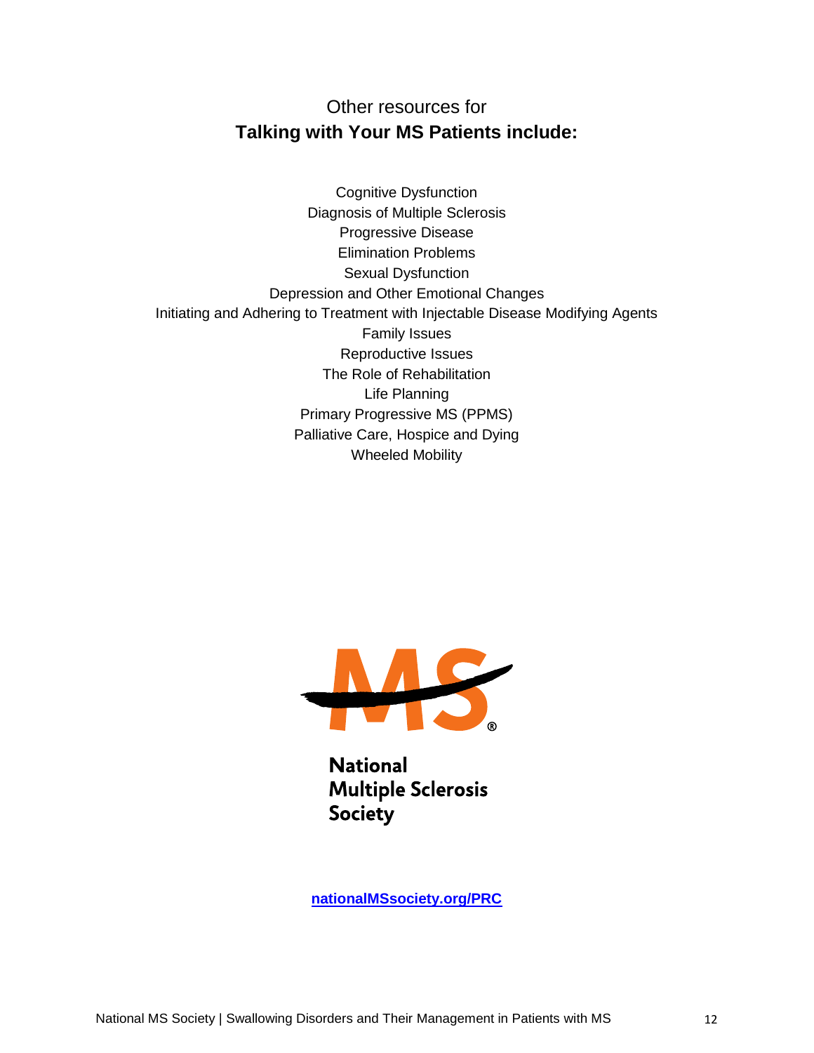## Other resources for **Talking with Your MS Patients include:**

Cognitive Dysfunction
Diagnosis of Multiple Sclerosis
Progressive Disease
Elimination Problems
Sexual Dysfunction
Depression and Other Emotional Changes
Initiating and Adhering to Treatment with Injectable Disease Modifying Agents
Family Issues
Reproductive Issues
The Role of Rehabilitation
Life Planning
Primary Progressive MS (PPMS)
Palliative Care, Hospice and Dying
Wheeled Mobility

**National Multiple Sclerosis Society**

**nationalMSsociety.org/PRC**